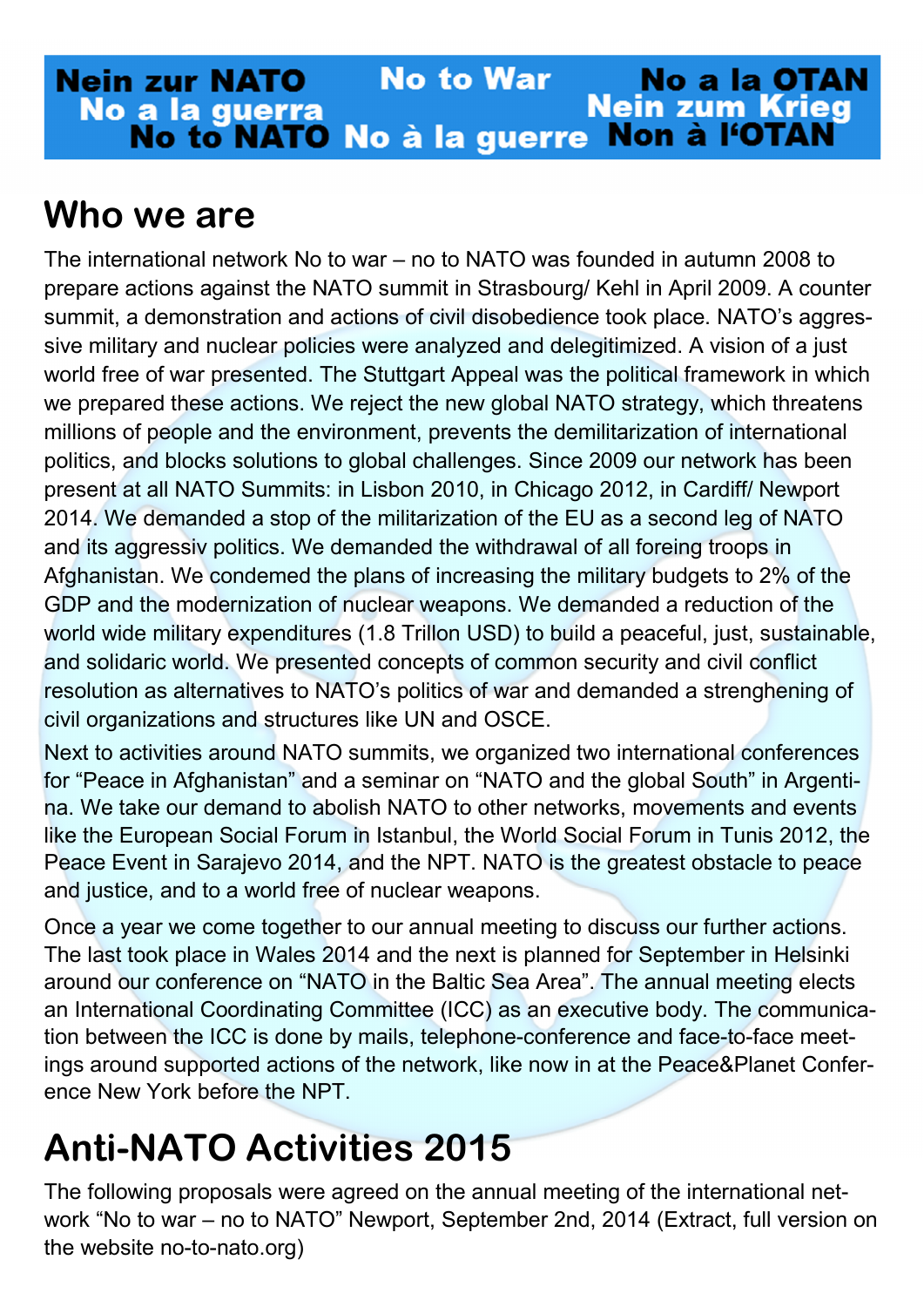Nein zur NATO No to War No a la OTAN
No a la guerra Nein zum Krieg
No to NATO No à la guerre Non à l'OTAN

# Who we are

The international network No to war – no to NATO was founded in autumn 2008 to prepare actions against the NATO summit in Strasbourg/ Kehl in April 2009. A counter summit, a demonstration and actions of civil disobedience took place. NATO's aggressive military and nuclear policies were analyzed and delegitimized. A vision of a just world free of war presented. The Stuttgart Appeal was the political framework in which we prepared these actions. We reject the new global NATO strategy, which threatens millions of people and the environment, prevents the demilitarization of international politics, and blocks solutions to global challenges. Since 2009 our network has been present at all NATO Summits: in Lisbon 2010, in Chicago 2012, in Cardiff/ Newport 2014. We demanded a stop of the militarization of the EU as a second leg of NATO and its aggressiv politics. We demanded the withdrawal of all foreing troops in Afghanistan. We condemed the plans of increasing the military budgets to 2% of the GDP and the modernization of nuclear weapons. We demanded a reduction of the world wide military expenditures (1.8 Trillon USD) to build a peaceful, just, sustainable, and solidaric world. We presented concepts of common security and civil conflict resolution as alternatives to NATO's politics of war and demanded a strenghening of civil organizations and structures like UN and OSCE.

Next to activities around NATO summits, we organized two international conferences for "Peace in Afghanistan" and a seminar on "NATO and the global South" in Argentina. We take our demand to abolish NATO to other networks, movements and events like the European Social Forum in Istanbul, the World Social Forum in Tunis 2012, the Peace Event in Sarajevo 2014, and the NPT. NATO is the greatest obstacle to peace and justice, and to a world free of nuclear weapons.

Once a year we come together to our annual meeting to discuss our further actions. The last took place in Wales 2014 and the next is planned for September in Helsinki around our conference on "NATO in the Baltic Sea Area". The annual meeting elects an International Coordinating Committee (ICC) as an executive body. The communication between the ICC is done by mails, telephone-conference and face-to-face meetings around supported actions of the network, like now in at the Peace&Planet Conference New York before the NPT.

# Anti-NATO Activities 2015

The following proposals were agreed on the annual meeting of the international network "No to war – no to NATO" Newport, September 2nd, 2014 (Extract, full version on the website no-to-nato.org)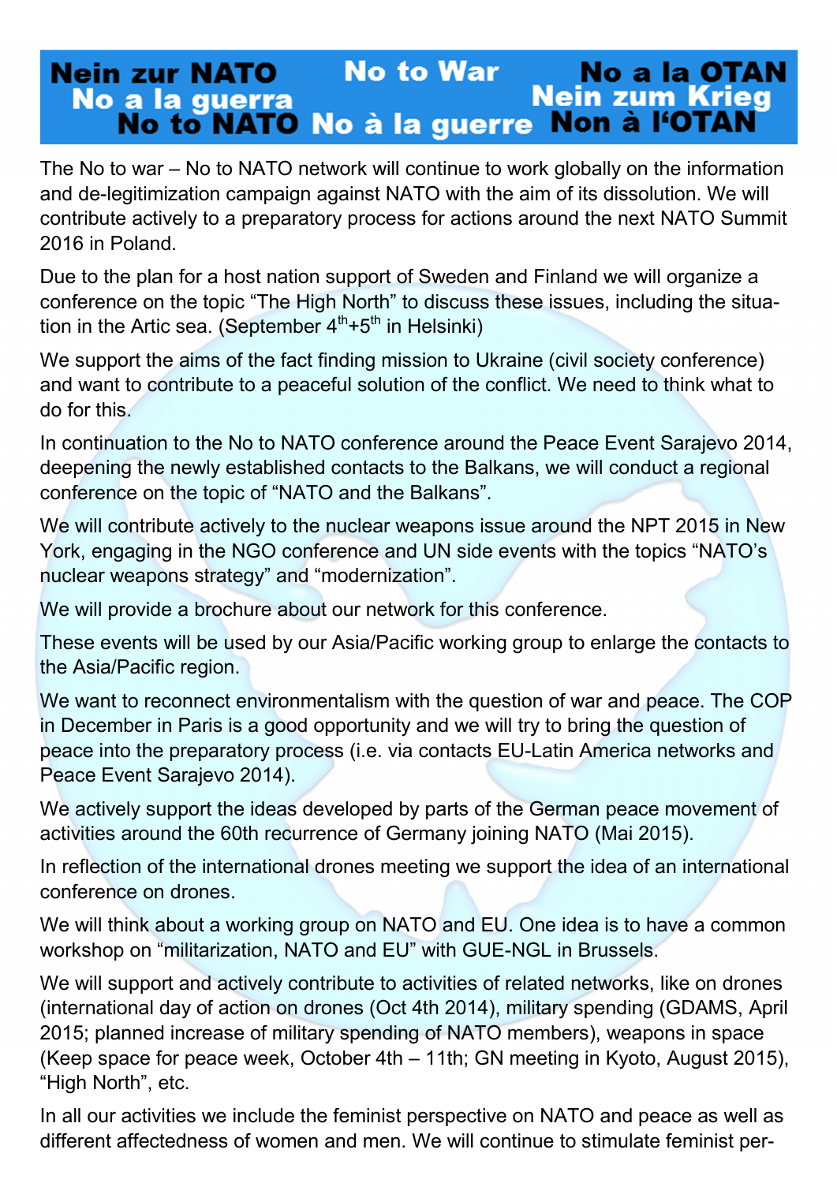**Nein zur NATO** **No to War** **No a la OTAN** **No a la guerra** **Nein zum Krieg** **No to NATO** **No à la guerre** **Non à l'OTAN**

The No to war – No to NATO network will continue to work globally on the information and de-legitimization campaign against NATO with the aim of its dissolution. We will contribute actively to a preparatory process for actions around the next NATO Summit 2016 in Poland.

Due to the plan for a host nation support of Sweden and Finland we will organize a conference on the topic "The High North" to discuss these issues, including the situation in the Artic sea. (September 4th+5th in Helsinki)

We support the aims of the fact finding mission to Ukraine (civil society conference) and want to contribute to a peaceful solution of the conflict. We need to think what to do for this.

In continuation to the No to NATO conference around the Peace Event Sarajevo 2014, deepening the newly established contacts to the Balkans, we will conduct a regional conference on the topic of "NATO and the Balkans".

We will contribute actively to the nuclear weapons issue around the NPT 2015 in New York, engaging in the NGO conference and UN side events with the topics "NATO's nuclear weapons strategy" and "modernization".

We will provide a brochure about our network for this conference.

These events will be used by our Asia/Pacific working group to enlarge the contacts to the Asia/Pacific region.

We want to reconnect environmentalism with the question of war and peace. The COP in December in Paris is a good opportunity and we will try to bring the question of peace into the preparatory process (i.e. via contacts EU-Latin America networks and Peace Event Sarajevo 2014).

We actively support the ideas developed by parts of the German peace movement of activities around the 60th recurrence of Germany joining NATO (Mai 2015).

In reflection of the international drones meeting we support the idea of an international conference on drones.

We will think about a working group on NATO and EU. One idea is to have a common workshop on "militarization, NATO and EU" with GUE-NGL in Brussels.

We will support and actively contribute to activities of related networks, like on drones (international day of action on drones (Oct 4th 2014), military spending (GDAMS, April 2015; planned increase of military spending of NATO members), weapons in space (Keep space for peace week, October 4th – 11th; GN meeting in Kyoto, August 2015), "High North", etc.

In all our activities we include the feminist perspective on NATO and peace as well as different affectedness of women and men. We will continue to stimulate feminist per-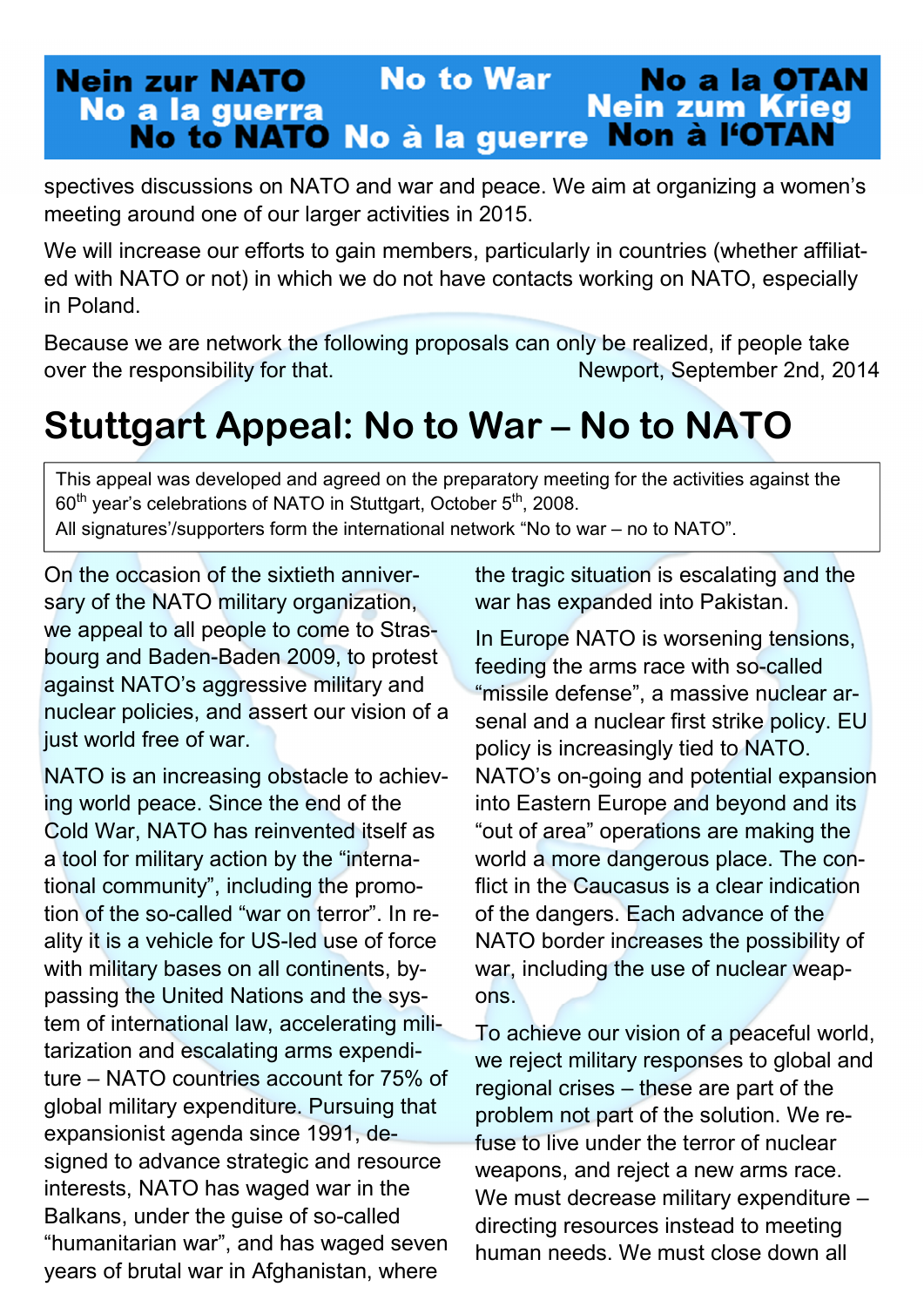spectives discussions on NATO and war and peace. We aim at organizing a women's meeting around one of our larger activities in 2015.

We will increase our efforts to gain members, particularly in countries (whether affiliated with NATO or not) in which we do not have contacts working on NATO, especially in Poland.

Because we are network the following proposals can only be realized, if people take over the responsibility for that.

Newport, September 2nd, 2014

# Stuttgart Appeal: No to War – No to NATO

This appeal was developed and agreed on the preparatory meeting for the activities against the 60th year's celebrations of NATO in Stuttgart, October 5th, 2008.
All signatures'/supporters form the international network "No to war – no to NATO".

On the occasion of the sixtieth anniversary of the NATO military organization, we appeal to all people to come to Strasbourg and Baden-Baden 2009, to protest against NATO's aggressive military and nuclear policies, and assert our vision of a just world free of war.

NATO is an increasing obstacle to achieving world peace. Since the end of the Cold War, NATO has reinvented itself as a tool for military action by the "international community", including the promotion of the so-called "war on terror". In reality it is a vehicle for US-led use of force with military bases on all continents, bypassing the United Nations and the system of international law, accelerating militarization and escalating arms expenditure – NATO countries account for 75% of global military expenditure. Pursuing that expansionist agenda since 1991, designed to advance strategic and resource interests, NATO has waged war in the Balkans, under the guise of so-called "humanitarian war", and has waged seven years of brutal war in Afghanistan, where the tragic situation is escalating and the war has expanded into Pakistan.

In Europe NATO is worsening tensions, feeding the arms race with so-called "missile defense", a massive nuclear arsenal and a nuclear first strike policy. EU policy is increasingly tied to NATO. NATO's on-going and potential expansion into Eastern Europe and beyond and its "out of area" operations are making the world a more dangerous place. The conflict in the Caucasus is a clear indication of the dangers. Each advance of the NATO border increases the possibility of war, including the use of nuclear weapons.

To achieve our vision of a peaceful world, we reject military responses to global and regional crises – these are part of the problem not part of the solution. We refuse to live under the terror of nuclear weapons, and reject a new arms race. We must decrease military expenditure – directing resources instead to meeting human needs. We must close down all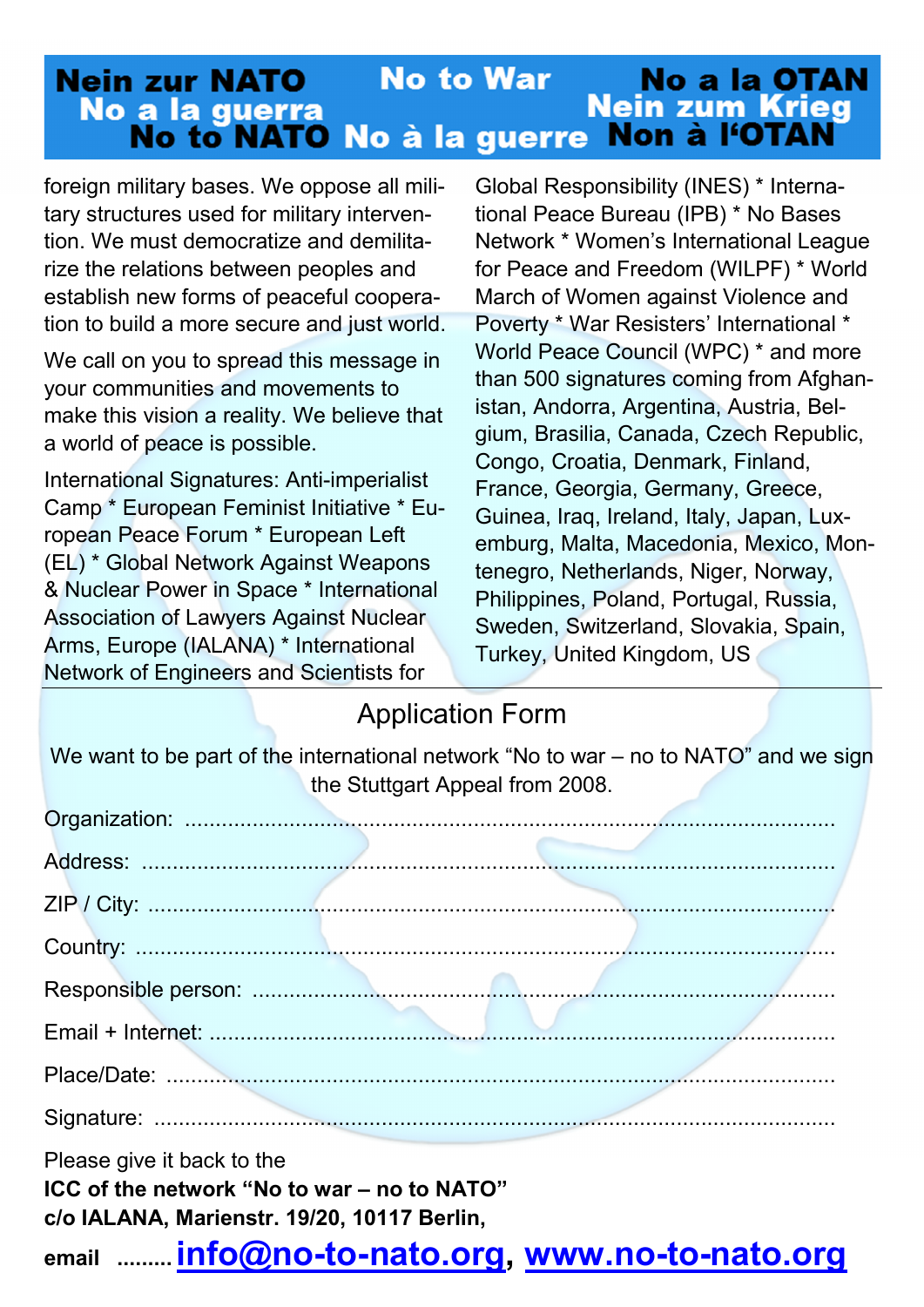**Nein zur NATO** **No to War** **No a la OTAN**
**No a la guerra** **Nein zum Krieg**
**No to NATO** **No à la guerre** **Non à l'OTAN**

foreign military bases. We oppose all military structures used for military intervention. We must democratize and demilitarize the relations between peoples and establish new forms of peaceful cooperation to build a more secure and just world.

We call on you to spread this message in your communities and movements to make this vision a reality. We believe that a world of peace is possible.

International Signatures: Anti-imperialist Camp * European Feminist Initiative * European Peace Forum * European Left (EL) * Global Network Against Weapons & Nuclear Power in Space * International Association of Lawyers Against Nuclear Arms, Europe (IALANA) * International Network of Engineers and Scientists for Global Responsibility (INES) * International Peace Bureau (IPB) * No Bases Network * Women's International League for Peace and Freedom (WILPF) * World March of Women against Violence and Poverty * War Resisters' International * World Peace Council (WPC) * and more than 500 signatures coming from Afghanistan, Andorra, Argentina, Austria, Belgium, Brasilia, Canada, Czech Republic, Congo, Croatia, Denmark, Finland, France, Georgia, Germany, Greece, Guinea, Iraq, Ireland, Italy, Japan, Luxemburg, Malta, Macedonia, Mexico, Montenegro, Netherlands, Niger, Norway, Philippines, Poland, Portugal, Russia, Sweden, Switzerland, Slovakia, Spain, Turkey, United Kingdom, US

---

## Application Form

We want to be part of the international network "No to war – no to NATO" and we sign the Stuttgart Appeal from 2008.

Organization: ..........................................................................................................

Address: ..........................................................................................................

ZIP / City: ..........................................................................................................

Country: ..........................................................................................................

Responsible person: ..........................................................................................................

Email + Internet: ..........................................................................................................

Place/Date: ..........................................................................................................

Signature: ..........................................................................................................

Please give it back to the
**ICC of the network "No to war – no to NATO"**
**c/o IALANA, Marienstr. 19/20, 10117 Berlin,**
**email** ......... **info@no-to-nato.org**, **www.no-to-nato.org**